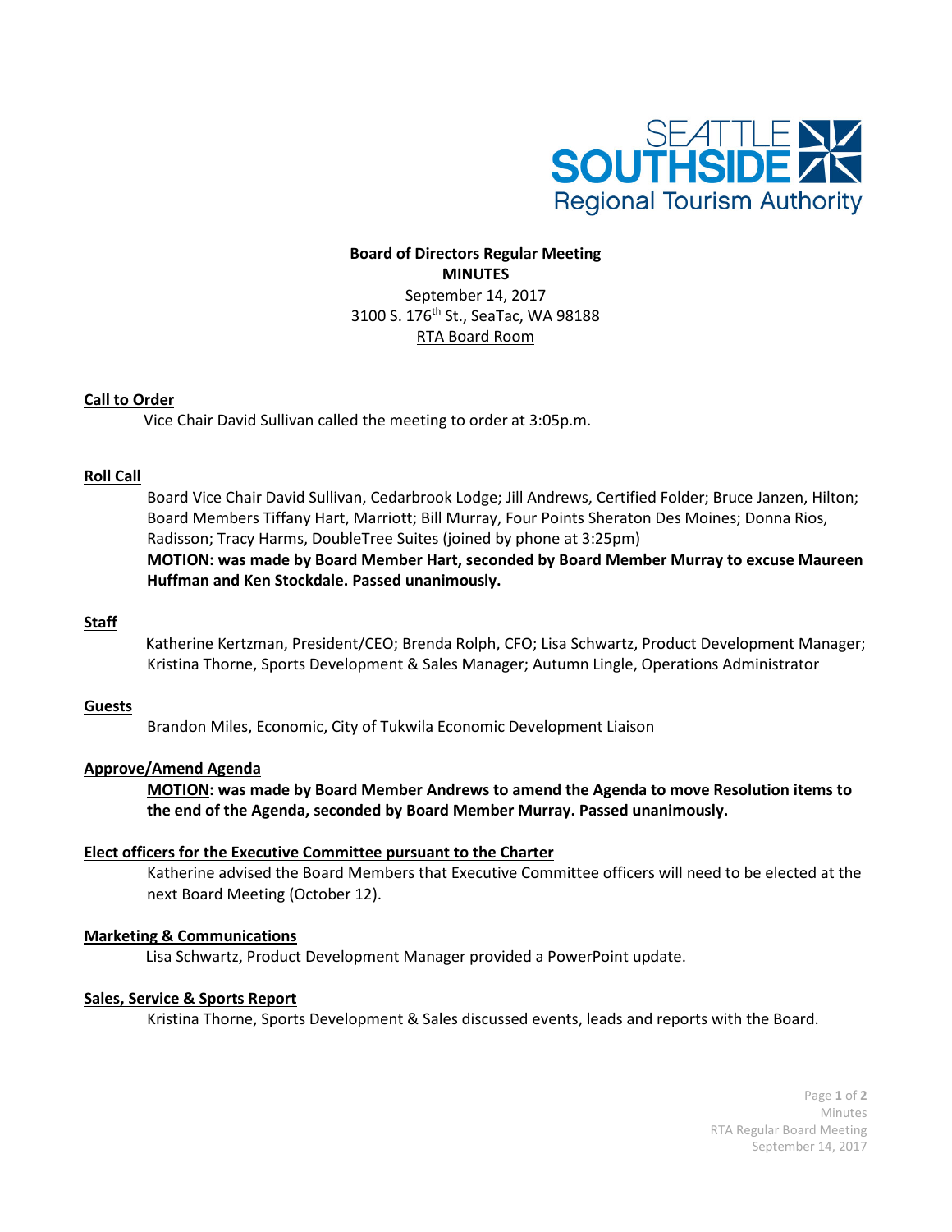# Board of Directors Regular Meeting

## MINUTES

September 14, 2017

3100 S. 176th St., SeaTac, WA 98188

RTA Board Room

**Call to Order**

Vice Chair David Sullivan called the meeting to order at 3:05p.m.

**Roll Call**

Board Vice Chair David Sullivan, Cedarbrook Lodge; Jill Andrews, Certified Folder; Bruce Janzen, Hilton; Board Members Tiffany Hart, Marriott; Bill Murray, Four Points Sheraton Des Moines; Donna Rios, Radisson; Tracy Harms, DoubleTree Suites (joined by phone at 3:25pm)

**MOTION: was made by Board Member Hart, seconded by Board Member Murray to excuse Maureen Huffman and Ken Stockdale. Passed unanimously.**

**Staff**

Katherine Kertzman, President/CEO; Brenda Rolph, CFO; Lisa Schwartz, Product Development Manager; Kristina Thorne, Sports Development & Sales Manager; Autumn Lingle, Operations Administrator

**Guests**

Brandon Miles, Economic, City of Tukwila Economic Development Liaison

**Approve/Amend Agenda**

**MOTION: was made by Board Member Andrews to amend the Agenda to move Resolution items to the end of the Agenda, seconded by Board Member Murray. Passed unanimously.**

**Elect officers for the Executive Committee pursuant to the Charter**

Katherine advised the Board Members that Executive Committee officers will need to be elected at the next Board Meeting (October 12).

**Marketing & Communications**

Lisa Schwartz, Product Development Manager provided a PowerPoint update.

**Sales, Service & Sports Report**

Kristina Thorne, Sports Development & Sales discussed events, leads and reports with the Board.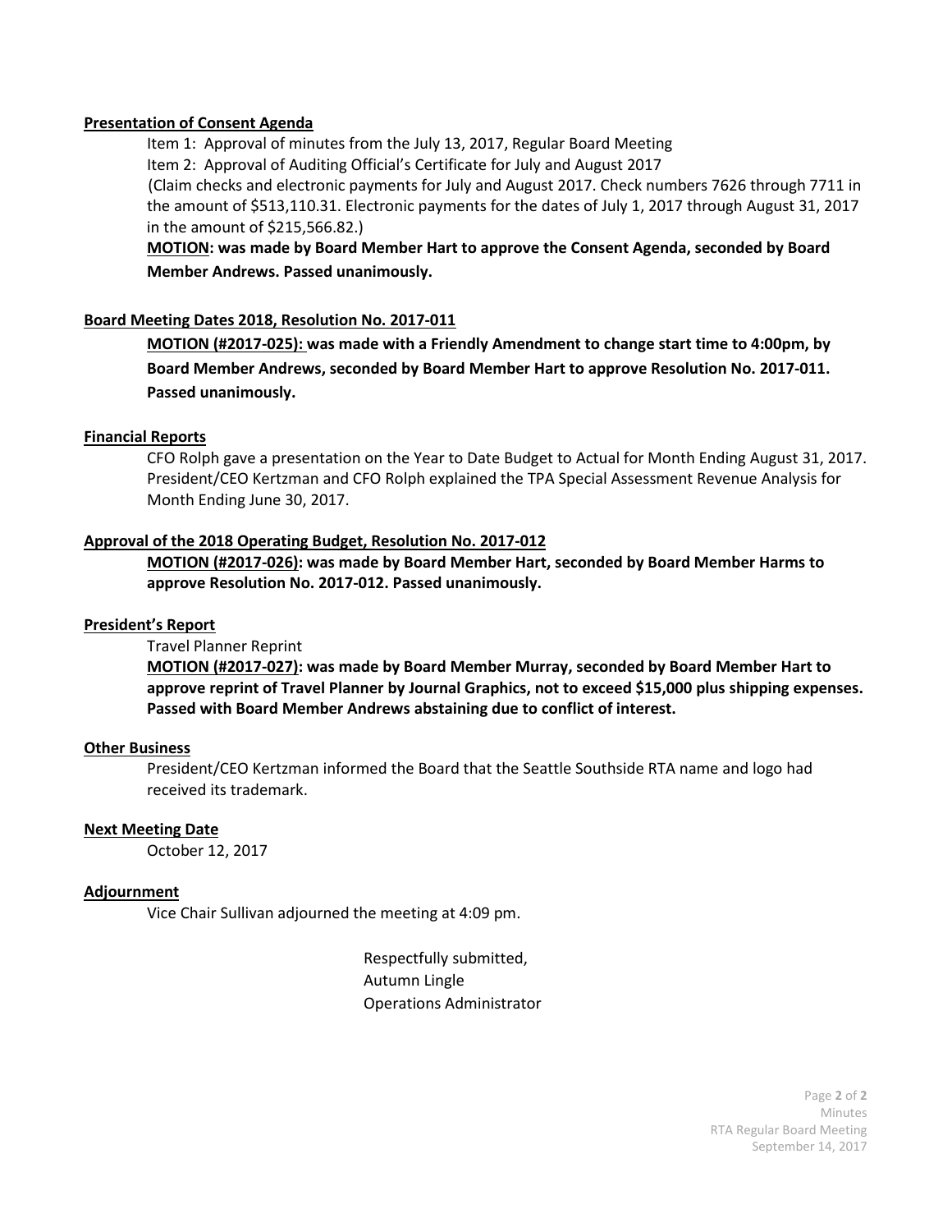**Presentation of Consent Agenda**

Item 1: Approval of minutes from the July 13, 2017, Regular Board Meeting

Item 2: Approval of Auditing Official's Certificate for July and August 2017

(Claim checks and electronic payments for July and August 2017. Check numbers 7626 through 7711 in the amount of $513,110.31. Electronic payments for the dates of July 1, 2017 through August 31, 2017 in the amount of $215,566.82.)

**MOTION: was made by Board Member Hart to approve the Consent Agenda, seconded by Board Member Andrews. Passed unanimously.**

**Board Meeting Dates 2018, Resolution No. 2017-011**

**MOTION (#2017-025): was made with a Friendly Amendment to change start time to 4:00pm, by Board Member Andrews, seconded by Board Member Hart to approve Resolution No. 2017-011. Passed unanimously.**

**Financial Reports**

CFO Rolph gave a presentation on the Year to Date Budget to Actual for Month Ending August 31, 2017. President/CEO Kertzman and CFO Rolph explained the TPA Special Assessment Revenue Analysis for Month Ending June 30, 2017.

**Approval of the 2018 Operating Budget, Resolution No. 2017-012**

**MOTION (#2017-026): was made by Board Member Hart, seconded by Board Member Harms to approve Resolution No. 2017-012. Passed unanimously.**

**President's Report**

Travel Planner Reprint

**MOTION (#2017-027): was made by Board Member Murray, seconded by Board Member Hart to approve reprint of Travel Planner by Journal Graphics, not to exceed $15,000 plus shipping expenses. Passed with Board Member Andrews abstaining due to conflict of interest.**

**Other Business**

President/CEO Kertzman informed the Board that the Seattle Southside RTA name and logo had received its trademark.

**Next Meeting Date**

October 12, 2017

**Adjournment**

Vice Chair Sullivan adjourned the meeting at 4:09 pm.

Respectfully submitted,
Autumn Lingle
Operations Administrator